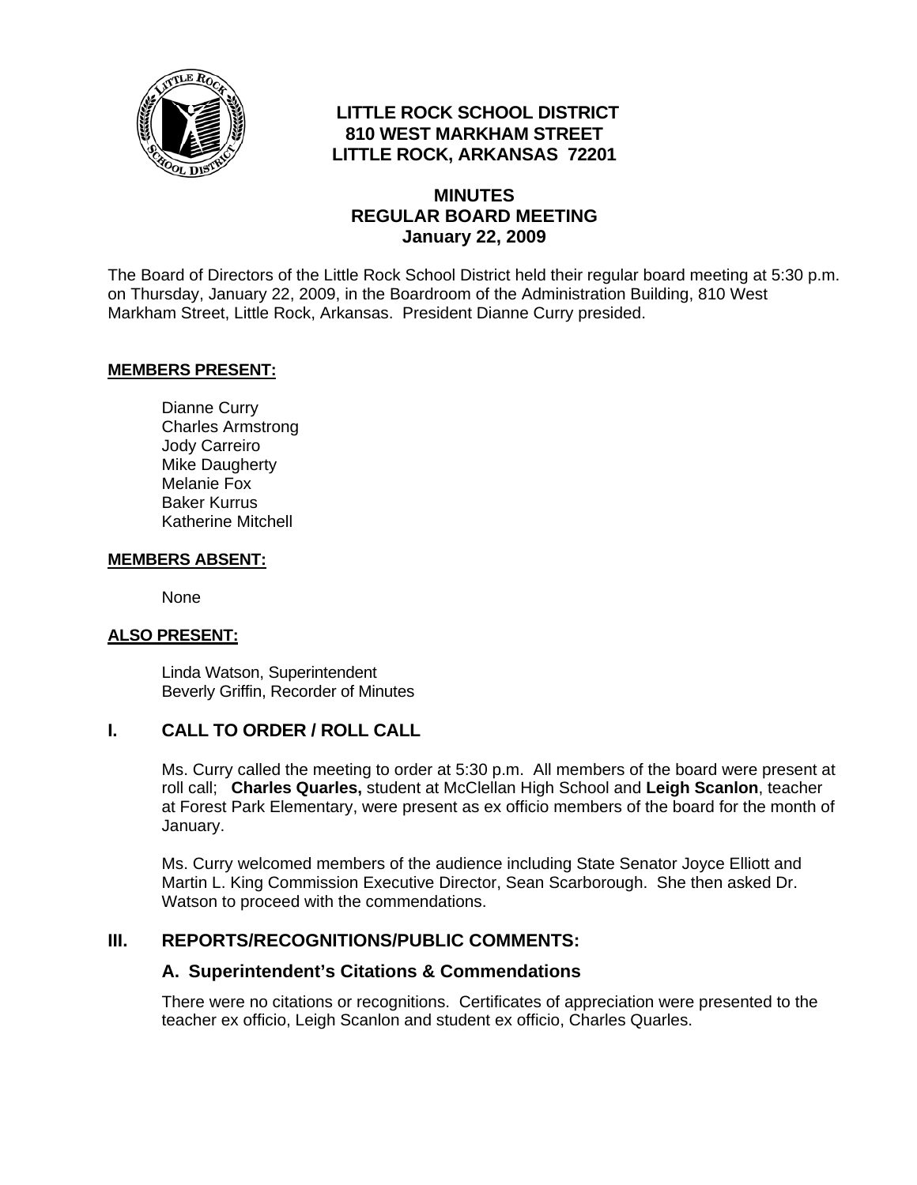# LITTLE ROCK SCHOOL DISTRICT
## 810 WEST MARKHAM STREET
## LITTLE ROCK, ARKANSAS 72201

## MINUTES
## REGULAR BOARD MEETING
## January 22, 2009

The Board of Directors of the Little Rock School District held their regular board meeting at 5:30 p.m. on Thursday, January 22, 2009, in the Boardroom of the Administration Building, 810 West Markham Street, Little Rock, Arkansas. President Dianne Curry presided.

**MEMBERS PRESENT:**

Dianne Curry
Charles Armstrong
Jody Carreiro
Mike Daugherty
Melanie Fox
Baker Kurrus
Katherine Mitchell

**MEMBERS ABSENT:**

None

**ALSO PRESENT:**

Linda Watson, Superintendent
Beverly Griffin, Recorder of Minutes

## I. CALL TO ORDER / ROLL CALL

Ms. Curry called the meeting to order at 5:30 p.m. All members of the board were present at roll call; **Charles Quarles,** student at McClellan High School and **Leigh Scanlon**, teacher at Forest Park Elementary, were present as ex officio members of the board for the month of January.

Ms. Curry welcomed members of the audience including State Senator Joyce Elliott and Martin L. King Commission Executive Director, Sean Scarborough. She then asked Dr. Watson to proceed with the commendations.

## III. REPORTS/RECOGNITIONS/PUBLIC COMMENTS:

### A. Superintendent's Citations & Commendations

There were no citations or recognitions. Certificates of appreciation were presented to the teacher ex officio, Leigh Scanlon and student ex officio, Charles Quarles.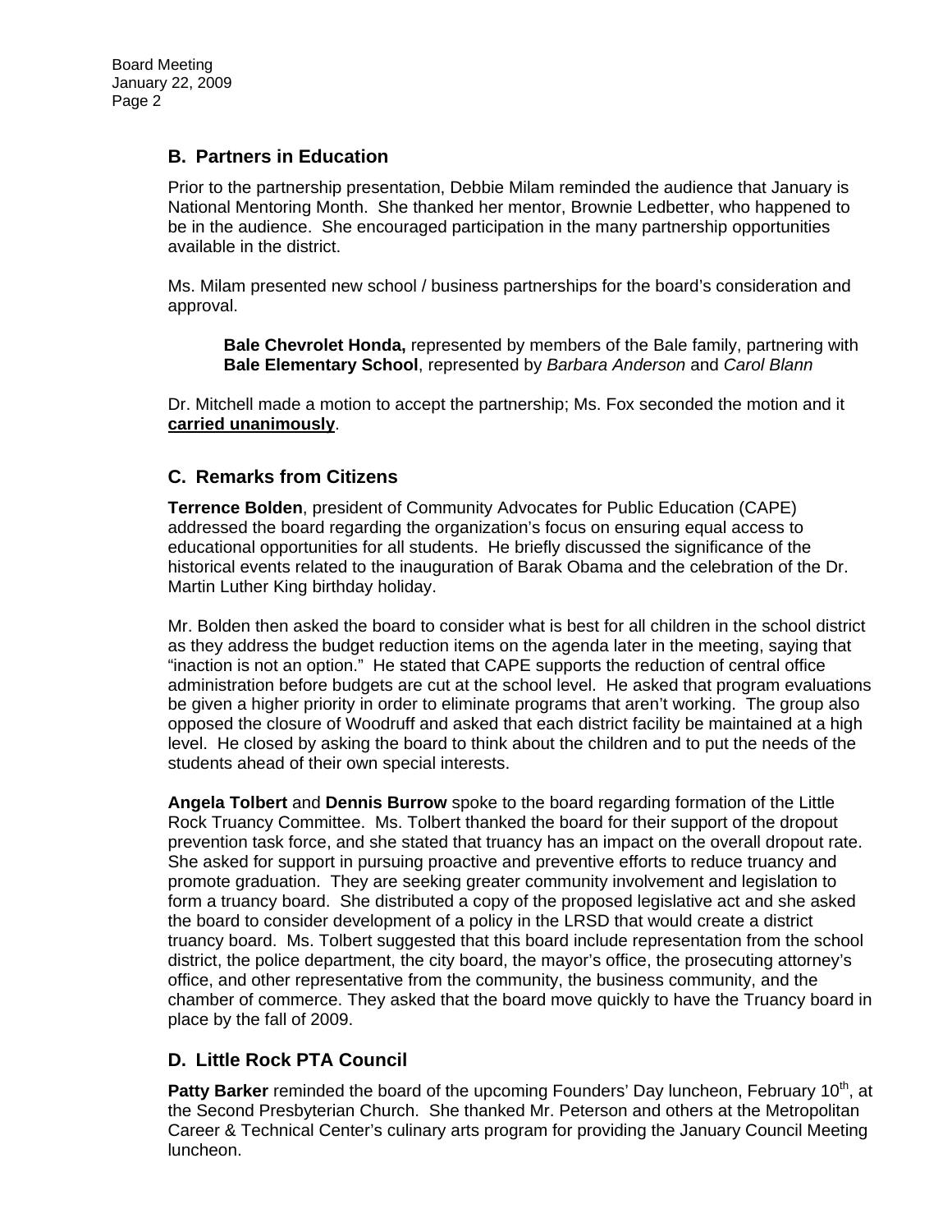## B. Partners in Education

Prior to the partnership presentation, Debbie Milam reminded the audience that January is National Mentoring Month. She thanked her mentor, Brownie Ledbetter, who happened to be in the audience. She encouraged participation in the many partnership opportunities available in the district.

Ms. Milam presented new school / business partnerships for the board's consideration and approval.

> **Bale Chevrolet Honda,** represented by members of the Bale family, partnering with **Bale Elementary School**, represented by *Barbara Anderson* and *Carol Blann*

Dr. Mitchell made a motion to accept the partnership; Ms. Fox seconded the motion and it **carried unanimously**.

## C. Remarks from Citizens

**Terrence Bolden**, president of Community Advocates for Public Education (CAPE) addressed the board regarding the organization's focus on ensuring equal access to educational opportunities for all students. He briefly discussed the significance of the historical events related to the inauguration of Barak Obama and the celebration of the Dr. Martin Luther King birthday holiday.

Mr. Bolden then asked the board to consider what is best for all children in the school district as they address the budget reduction items on the agenda later in the meeting, saying that "inaction is not an option." He stated that CAPE supports the reduction of central office administration before budgets are cut at the school level. He asked that program evaluations be given a higher priority in order to eliminate programs that aren't working. The group also opposed the closure of Woodruff and asked that each district facility be maintained at a high level. He closed by asking the board to think about the children and to put the needs of the students ahead of their own special interests.

**Angela Tolbert** and **Dennis Burrow** spoke to the board regarding formation of the Little Rock Truancy Committee. Ms. Tolbert thanked the board for their support of the dropout prevention task force, and she stated that truancy has an impact on the overall dropout rate. She asked for support in pursuing proactive and preventive efforts to reduce truancy and promote graduation. They are seeking greater community involvement and legislation to form a truancy board. She distributed a copy of the proposed legislative act and she asked the board to consider development of a policy in the LRSD that would create a district truancy board. Ms. Tolbert suggested that this board include representation from the school district, the police department, the city board, the mayor's office, the prosecuting attorney's office, and other representative from the community, the business community, and the chamber of commerce. They asked that the board move quickly to have the Truancy board in place by the fall of 2009.

## D. Little Rock PTA Council

**Patty Barker** reminded the board of the upcoming Founders' Day luncheon, February 10th, at the Second Presbyterian Church. She thanked Mr. Peterson and others at the Metropolitan Career & Technical Center's culinary arts program for providing the January Council Meeting luncheon.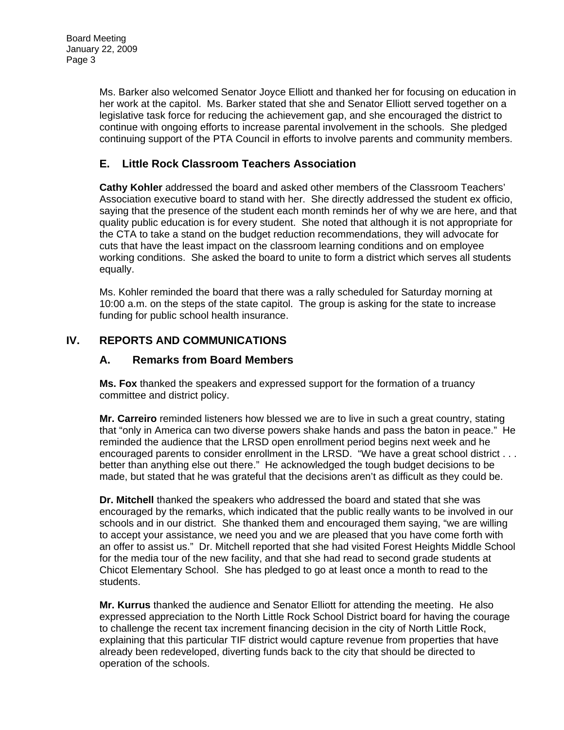Ms. Barker also welcomed Senator Joyce Elliott and thanked her for focusing on education in her work at the capitol. Ms. Barker stated that she and Senator Elliott served together on a legislative task force for reducing the achievement gap, and she encouraged the district to continue with ongoing efforts to increase parental involvement in the schools. She pledged continuing support of the PTA Council in efforts to involve parents and community members.

### E. Little Rock Classroom Teachers Association

**Cathy Kohler** addressed the board and asked other members of the Classroom Teachers' Association executive board to stand with her. She directly addressed the student ex officio, saying that the presence of the student each month reminds her of why we are here, and that quality public education is for every student. She noted that although it is not appropriate for the CTA to take a stand on the budget reduction recommendations, they will advocate for cuts that have the least impact on the classroom learning conditions and on employee working conditions. She asked the board to unite to form a district which serves all students equally.

Ms. Kohler reminded the board that there was a rally scheduled for Saturday morning at 10:00 a.m. on the steps of the state capitol. The group is asking for the state to increase funding for public school health insurance.

## IV. REPORTS AND COMMUNICATIONS

### A. Remarks from Board Members

**Ms. Fox** thanked the speakers and expressed support for the formation of a truancy committee and district policy.

**Mr. Carreiro** reminded listeners how blessed we are to live in such a great country, stating that "only in America can two diverse powers shake hands and pass the baton in peace." He reminded the audience that the LRSD open enrollment period begins next week and he encouraged parents to consider enrollment in the LRSD. "We have a great school district . . . better than anything else out there." He acknowledged the tough budget decisions to be made, but stated that he was grateful that the decisions aren't as difficult as they could be.

**Dr. Mitchell** thanked the speakers who addressed the board and stated that she was encouraged by the remarks, which indicated that the public really wants to be involved in our schools and in our district. She thanked them and encouraged them saying, "we are willing to accept your assistance, we need you and we are pleased that you have come forth with an offer to assist us." Dr. Mitchell reported that she had visited Forest Heights Middle School for the media tour of the new facility, and that she had read to second grade students at Chicot Elementary School. She has pledged to go at least once a month to read to the students.

**Mr. Kurrus** thanked the audience and Senator Elliott for attending the meeting. He also expressed appreciation to the North Little Rock School District board for having the courage to challenge the recent tax increment financing decision in the city of North Little Rock, explaining that this particular TIF district would capture revenue from properties that have already been redeveloped, diverting funds back to the city that should be directed to operation of the schools.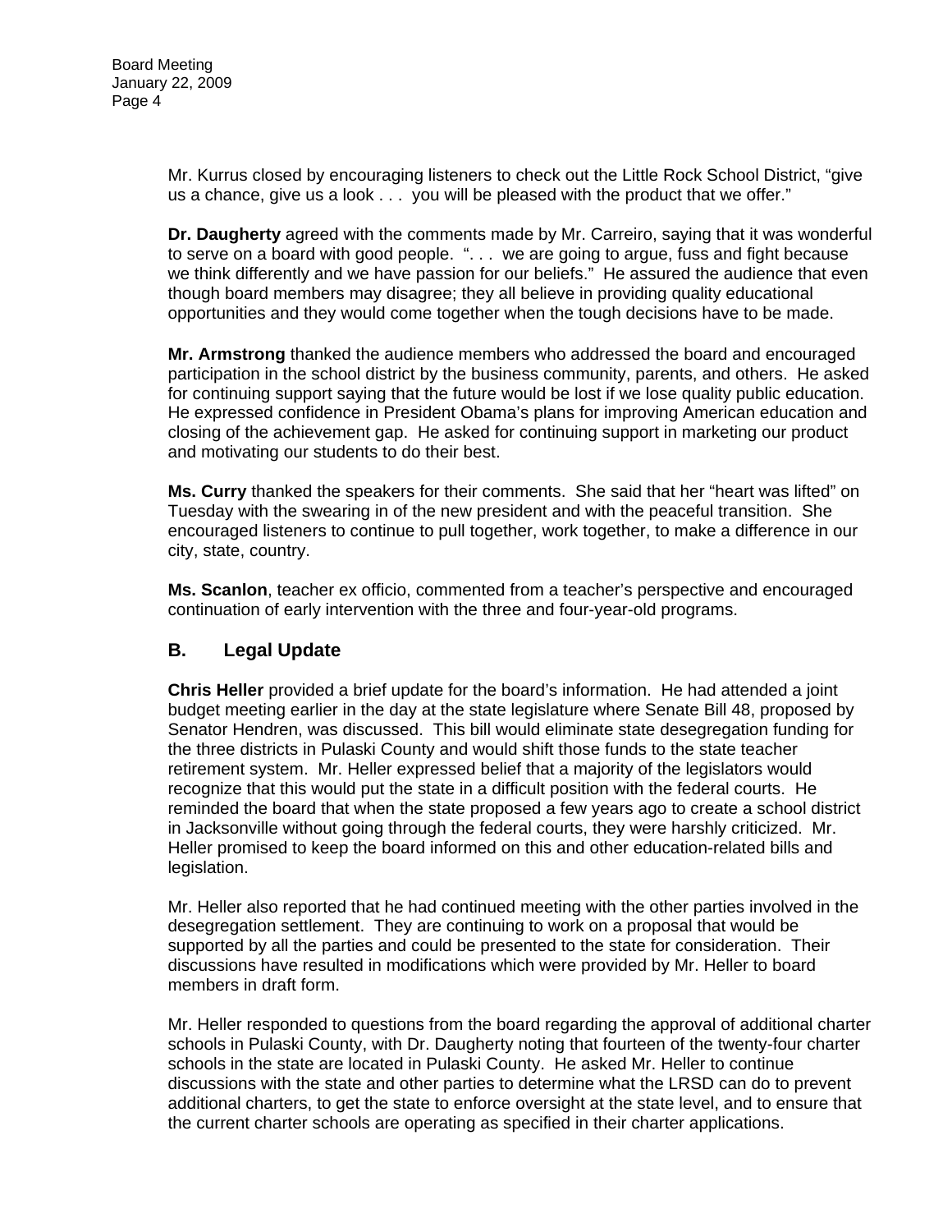Mr. Kurrus closed by encouraging listeners to check out the Little Rock School District, “give us a chance, give us a look . . . you will be pleased with the product that we offer.”

**Dr. Daugherty** agreed with the comments made by Mr. Carreiro, saying that it was wonderful to serve on a board with good people. “. . . we are going to argue, fuss and fight because we think differently and we have passion for our beliefs.” He assured the audience that even though board members may disagree; they all believe in providing quality educational opportunities and they would come together when the tough decisions have to be made.

**Mr. Armstrong** thanked the audience members who addressed the board and encouraged participation in the school district by the business community, parents, and others. He asked for continuing support saying that the future would be lost if we lose quality public education. He expressed confidence in President Obama’s plans for improving American education and closing of the achievement gap. He asked for continuing support in marketing our product and motivating our students to do their best.

**Ms. Curry** thanked the speakers for their comments. She said that her “heart was lifted” on Tuesday with the swearing in of the new president and with the peaceful transition. She encouraged listeners to continue to pull together, work together, to make a difference in our city, state, country.

**Ms. Scanlon**, teacher ex officio, commented from a teacher’s perspective and encouraged continuation of early intervention with the three and four-year-old programs.

## B. Legal Update

**Chris Heller** provided a brief update for the board’s information. He had attended a joint budget meeting earlier in the day at the state legislature where Senate Bill 48, proposed by Senator Hendren, was discussed. This bill would eliminate state desegregation funding for the three districts in Pulaski County and would shift those funds to the state teacher retirement system. Mr. Heller expressed belief that a majority of the legislators would recognize that this would put the state in a difficult position with the federal courts. He reminded the board that when the state proposed a few years ago to create a school district in Jacksonville without going through the federal courts, they were harshly criticized. Mr. Heller promised to keep the board informed on this and other education-related bills and legislation.

Mr. Heller also reported that he had continued meeting with the other parties involved in the desegregation settlement. They are continuing to work on a proposal that would be supported by all the parties and could be presented to the state for consideration. Their discussions have resulted in modifications which were provided by Mr. Heller to board members in draft form.

Mr. Heller responded to questions from the board regarding the approval of additional charter schools in Pulaski County, with Dr. Daugherty noting that fourteen of the twenty-four charter schools in the state are located in Pulaski County. He asked Mr. Heller to continue discussions with the state and other parties to determine what the LRSD can do to prevent additional charters, to get the state to enforce oversight at the state level, and to ensure that the current charter schools are operating as specified in their charter applications.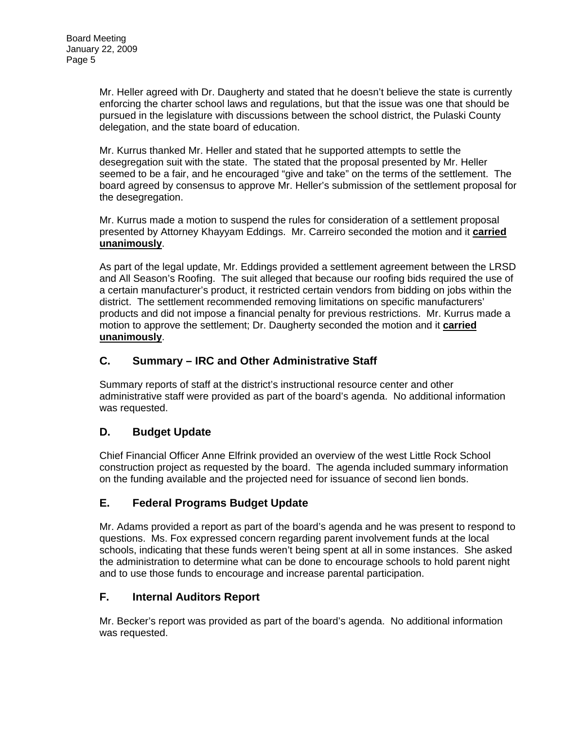Mr. Heller agreed with Dr. Daugherty and stated that he doesn't believe the state is currently enforcing the charter school laws and regulations, but that the issue was one that should be pursued in the legislature with discussions between the school district, the Pulaski County delegation, and the state board of education.

Mr. Kurrus thanked Mr. Heller and stated that he supported attempts to settle the desegregation suit with the state. The stated that the proposal presented by Mr. Heller seemed to be a fair, and he encouraged "give and take" on the terms of the settlement. The board agreed by consensus to approve Mr. Heller's submission of the settlement proposal for the desegregation.

Mr. Kurrus made a motion to suspend the rules for consideration of a settlement proposal presented by Attorney Khayyam Eddings. Mr. Carreiro seconded the motion and it **carried unanimously**.

As part of the legal update, Mr. Eddings provided a settlement agreement between the LRSD and All Season's Roofing. The suit alleged that because our roofing bids required the use of a certain manufacturer's product, it restricted certain vendors from bidding on jobs within the district. The settlement recommended removing limitations on specific manufacturers' products and did not impose a financial penalty for previous restrictions. Mr. Kurrus made a motion to approve the settlement; Dr. Daugherty seconded the motion and it **carried unanimously**.

## C. Summary – IRC and Other Administrative Staff

Summary reports of staff at the district's instructional resource center and other administrative staff were provided as part of the board's agenda. No additional information was requested.

## D. Budget Update

Chief Financial Officer Anne Elfrink provided an overview of the west Little Rock School construction project as requested by the board. The agenda included summary information on the funding available and the projected need for issuance of second lien bonds.

## E. Federal Programs Budget Update

Mr. Adams provided a report as part of the board's agenda and he was present to respond to questions. Ms. Fox expressed concern regarding parent involvement funds at the local schools, indicating that these funds weren't being spent at all in some instances. She asked the administration to determine what can be done to encourage schools to hold parent night and to use those funds to encourage and increase parental participation.

## F. Internal Auditors Report

Mr. Becker's report was provided as part of the board's agenda. No additional information was requested.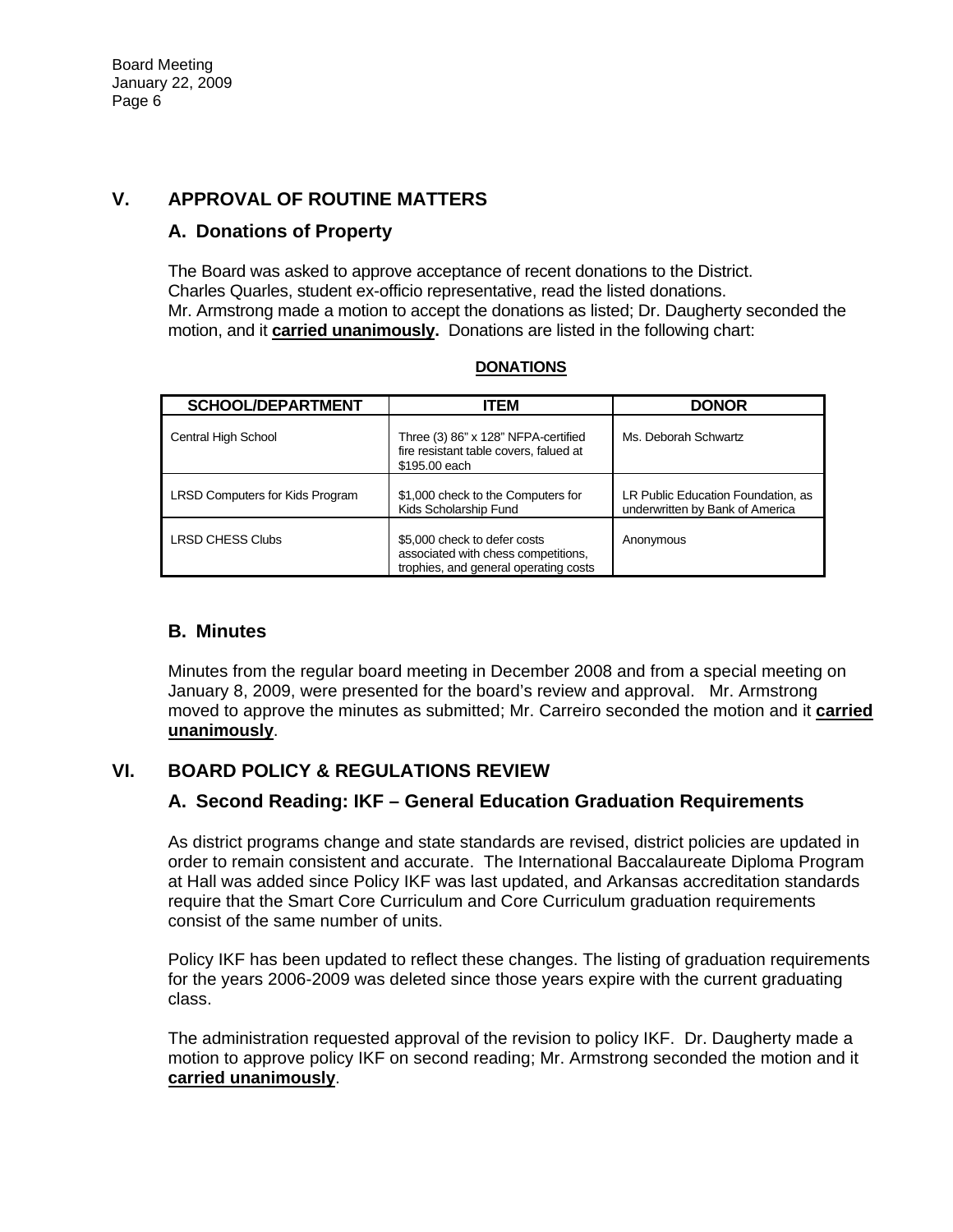## V. APPROVAL OF ROUTINE MATTERS

### A. Donations of Property

The Board was asked to approve acceptance of recent donations to the District. Charles Quarles, student ex-officio representative, read the listed donations. Mr. Armstrong made a motion to accept the donations as listed; Dr. Daugherty seconded the motion, and it **carried unanimously.** Donations are listed in the following chart:

**DONATIONS**

| SCHOOL/DEPARTMENT | ITEM | DONOR |
|---|---|---|
| Central High School | Three (3) 86" x 128" NFPA-certified fire resistant table covers, falued at $195.00 each | Ms. Deborah Schwartz |
| LRSD Computers for Kids Program | $1,000 check to the Computers for Kids Scholarship Fund | LR Public Education Foundation, as underwritten by Bank of America |
| LRSD CHESS Clubs | $5,000 check to defer costs associated with chess competitions, trophies, and general operating costs | Anonymous |

### B. Minutes

Minutes from the regular board meeting in December 2008 and from a special meeting on January 8, 2009, were presented for the board's review and approval. Mr. Armstrong moved to approve the minutes as submitted; Mr. Carreiro seconded the motion and it **carried unanimously**.

## VI. BOARD POLICY & REGULATIONS REVIEW

### A. Second Reading: IKF – General Education Graduation Requirements

As district programs change and state standards are revised, district policies are updated in order to remain consistent and accurate. The International Baccalaureate Diploma Program at Hall was added since Policy IKF was last updated, and Arkansas accreditation standards require that the Smart Core Curriculum and Core Curriculum graduation requirements consist of the same number of units.

Policy IKF has been updated to reflect these changes. The listing of graduation requirements for the years 2006-2009 was deleted since those years expire with the current graduating class.

The administration requested approval of the revision to policy IKF. Dr. Daugherty made a motion to approve policy IKF on second reading; Mr. Armstrong seconded the motion and it **carried unanimously**.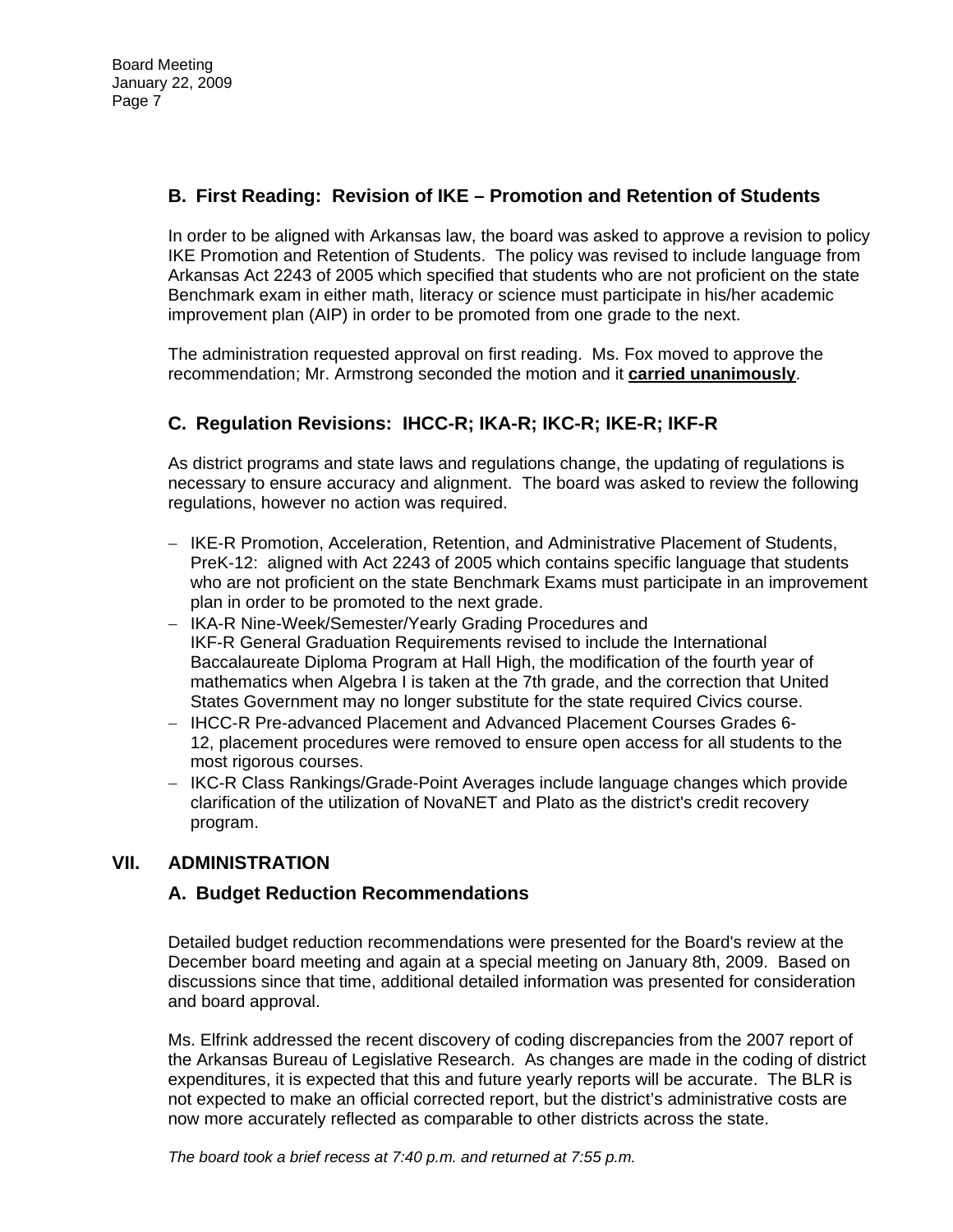### B. First Reading: Revision of IKE – Promotion and Retention of Students

In order to be aligned with Arkansas law, the board was asked to approve a revision to policy IKE Promotion and Retention of Students. The policy was revised to include language from Arkansas Act 2243 of 2005 which specified that students who are not proficient on the state Benchmark exam in either math, literacy or science must participate in his/her academic improvement plan (AIP) in order to be promoted from one grade to the next.

The administration requested approval on first reading. Ms. Fox moved to approve the recommendation; Mr. Armstrong seconded the motion and it **carried unanimously**.

### C. Regulation Revisions: IHCC-R; IKA-R; IKC-R; IKE-R; IKF-R

As district programs and state laws and regulations change, the updating of regulations is necessary to ensure accuracy and alignment. The board was asked to review the following regulations, however no action was required.

- IKE-R Promotion, Acceleration, Retention, and Administrative Placement of Students, PreK-12: aligned with Act 2243 of 2005 which contains specific language that students who are not proficient on the state Benchmark Exams must participate in an improvement plan in order to be promoted to the next grade.
- IKA-R Nine-Week/Semester/Yearly Grading Procedures and IKF-R General Graduation Requirements revised to include the International Baccalaureate Diploma Program at Hall High, the modification of the fourth year of mathematics when Algebra I is taken at the 7th grade, and the correction that United States Government may no longer substitute for the state required Civics course.
- IHCC-R Pre-advanced Placement and Advanced Placement Courses Grades 6-12, placement procedures were removed to ensure open access for all students to the most rigorous courses.
- IKC-R Class Rankings/Grade-Point Averages include language changes which provide clarification of the utilization of NovaNET and Plato as the district's credit recovery program.

## VII. ADMINISTRATION

### A. Budget Reduction Recommendations

Detailed budget reduction recommendations were presented for the Board's review at the December board meeting and again at a special meeting on January 8th, 2009. Based on discussions since that time, additional detailed information was presented for consideration and board approval.

Ms. Elfrink addressed the recent discovery of coding discrepancies from the 2007 report of the Arkansas Bureau of Legislative Research. As changes are made in the coding of district expenditures, it is expected that this and future yearly reports will be accurate. The BLR is not expected to make an official corrected report, but the district's administrative costs are now more accurately reflected as comparable to other districts across the state.

*The board took a brief recess at 7:40 p.m. and returned at 7:55 p.m.*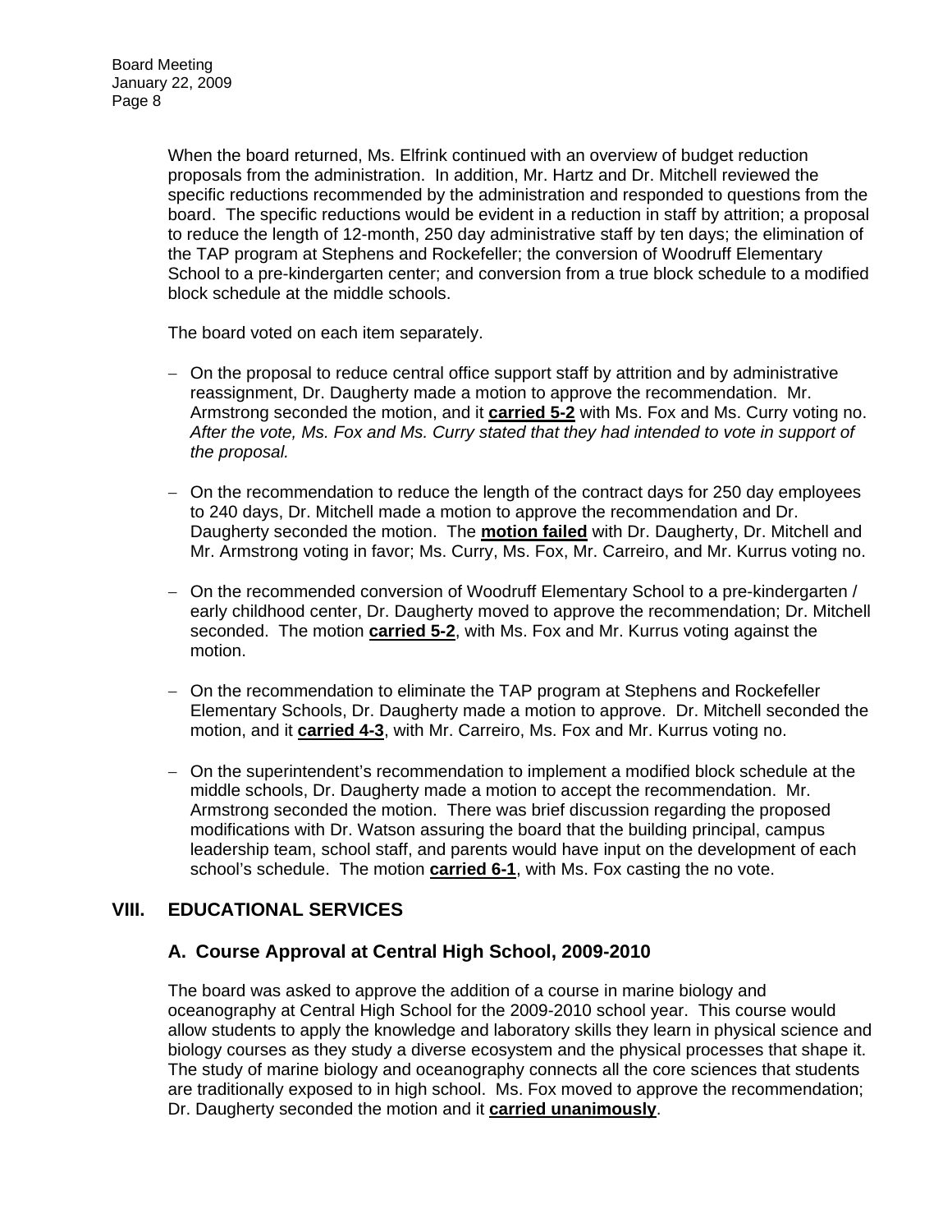When the board returned, Ms. Elfrink continued with an overview of budget reduction proposals from the administration. In addition, Mr. Hartz and Dr. Mitchell reviewed the specific reductions recommended by the administration and responded to questions from the board. The specific reductions would be evident in a reduction in staff by attrition; a proposal to reduce the length of 12-month, 250 day administrative staff by ten days; the elimination of the TAP program at Stephens and Rockefeller; the conversion of Woodruff Elementary School to a pre-kindergarten center; and conversion from a true block schedule to a modified block schedule at the middle schools.

The board voted on each item separately.

- On the proposal to reduce central office support staff by attrition and by administrative reassignment, Dr. Daugherty made a motion to approve the recommendation. Mr. Armstrong seconded the motion, and it **carried 5-2** with Ms. Fox and Ms. Curry voting no. *After the vote, Ms. Fox and Ms. Curry stated that they had intended to vote in support of the proposal.*
- On the recommendation to reduce the length of the contract days for 250 day employees to 240 days, Dr. Mitchell made a motion to approve the recommendation and Dr. Daugherty seconded the motion. The **motion failed** with Dr. Daugherty, Dr. Mitchell and Mr. Armstrong voting in favor; Ms. Curry, Ms. Fox, Mr. Carreiro, and Mr. Kurrus voting no.
- On the recommended conversion of Woodruff Elementary School to a pre-kindergarten / early childhood center, Dr. Daugherty moved to approve the recommendation; Dr. Mitchell seconded. The motion **carried 5-2**, with Ms. Fox and Mr. Kurrus voting against the motion.
- On the recommendation to eliminate the TAP program at Stephens and Rockefeller Elementary Schools, Dr. Daugherty made a motion to approve. Dr. Mitchell seconded the motion, and it **carried 4-3**, with Mr. Carreiro, Ms. Fox and Mr. Kurrus voting no.
- On the superintendent's recommendation to implement a modified block schedule at the middle schools, Dr. Daugherty made a motion to accept the recommendation. Mr. Armstrong seconded the motion. There was brief discussion regarding the proposed modifications with Dr. Watson assuring the board that the building principal, campus leadership team, school staff, and parents would have input on the development of each school's schedule. The motion **carried 6-1**, with Ms. Fox casting the no vote.

## VIII. EDUCATIONAL SERVICES

### A. Course Approval at Central High School, 2009-2010

The board was asked to approve the addition of a course in marine biology and oceanography at Central High School for the 2009-2010 school year. This course would allow students to apply the knowledge and laboratory skills they learn in physical science and biology courses as they study a diverse ecosystem and the physical processes that shape it. The study of marine biology and oceanography connects all the core sciences that students are traditionally exposed to in high school. Ms. Fox moved to approve the recommendation; Dr. Daugherty seconded the motion and it **carried unanimously**.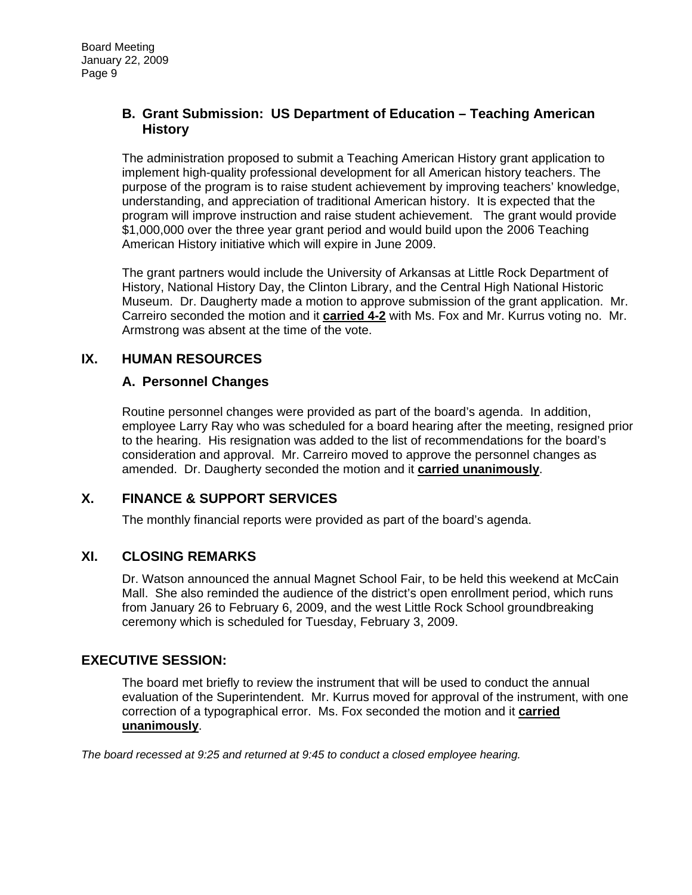### B. Grant Submission: US Department of Education – Teaching American History

The administration proposed to submit a Teaching American History grant application to implement high-quality professional development for all American history teachers. The purpose of the program is to raise student achievement by improving teachers' knowledge, understanding, and appreciation of traditional American history. It is expected that the program will improve instruction and raise student achievement. The grant would provide $1,000,000 over the three year grant period and would build upon the 2006 Teaching American History initiative which will expire in June 2009.

The grant partners would include the University of Arkansas at Little Rock Department of History, National History Day, the Clinton Library, and the Central High National Historic Museum. Dr. Daugherty made a motion to approve submission of the grant application. Mr. Carreiro seconded the motion and it **carried 4-2** with Ms. Fox and Mr. Kurrus voting no. Mr. Armstrong was absent at the time of the vote.

## IX. HUMAN RESOURCES

### A. Personnel Changes

Routine personnel changes were provided as part of the board's agenda. In addition, employee Larry Ray who was scheduled for a board hearing after the meeting, resigned prior to the hearing. His resignation was added to the list of recommendations for the board's consideration and approval. Mr. Carreiro moved to approve the personnel changes as amended. Dr. Daugherty seconded the motion and it **carried unanimously**.

## X. FINANCE & SUPPORT SERVICES

The monthly financial reports were provided as part of the board's agenda.

## XI. CLOSING REMARKS

Dr. Watson announced the annual Magnet School Fair, to be held this weekend at McCain Mall. She also reminded the audience of the district's open enrollment period, which runs from January 26 to February 6, 2009, and the west Little Rock School groundbreaking ceremony which is scheduled for Tuesday, February 3, 2009.

## EXECUTIVE SESSION:

The board met briefly to review the instrument that will be used to conduct the annual evaluation of the Superintendent. Mr. Kurrus moved for approval of the instrument, with one correction of a typographical error. Ms. Fox seconded the motion and it **carried unanimously**.

*The board recessed at 9:25 and returned at 9:45 to conduct a closed employee hearing.*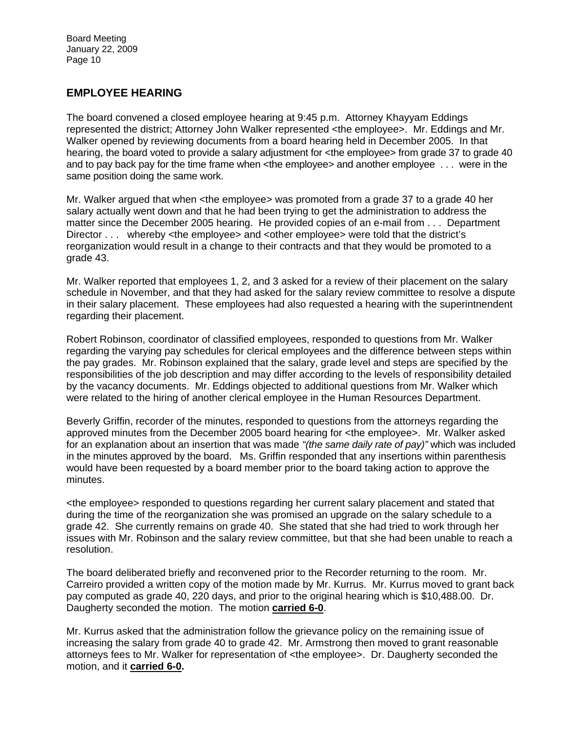## EMPLOYEE HEARING

The board convened a closed employee hearing at 9:45 p.m. Attorney Khayyam Eddings represented the district; Attorney John Walker represented <the employee>. Mr. Eddings and Mr. Walker opened by reviewing documents from a board hearing held in December 2005. In that hearing, the board voted to provide a salary adjustment for <the employee> from grade 37 to grade 40 and to pay back pay for the time frame when <the employee> and another employee . . . were in the same position doing the same work.

Mr. Walker argued that when <the employee> was promoted from a grade 37 to a grade 40 her salary actually went down and that he had been trying to get the administration to address the matter since the December 2005 hearing. He provided copies of an e-mail from . . . Department Director . . . whereby <the employee> and <other employee> were told that the district's reorganization would result in a change to their contracts and that they would be promoted to a grade 43.

Mr. Walker reported that employees 1, 2, and 3 asked for a review of their placement on the salary schedule in November, and that they had asked for the salary review committee to resolve a dispute in their salary placement. These employees had also requested a hearing with the superintnendent regarding their placement.

Robert Robinson, coordinator of classified employees, responded to questions from Mr. Walker regarding the varying pay schedules for clerical employees and the difference between steps within the pay grades. Mr. Robinson explained that the salary, grade level and steps are specified by the responsibilities of the job description and may differ according to the levels of responsibility detailed by the vacancy documents. Mr. Eddings objected to additional questions from Mr. Walker which were related to the hiring of another clerical employee in the Human Resources Department.

Beverly Griffin, recorder of the minutes, responded to questions from the attorneys regarding the approved minutes from the December 2005 board hearing for <the employee>. Mr. Walker asked for an explanation about an insertion that was made *"(the same daily rate of pay)"* which was included in the minutes approved by the board. Ms. Griffin responded that any insertions within parenthesis would have been requested by a board member prior to the board taking action to approve the minutes.

<the employee> responded to questions regarding her current salary placement and stated that during the time of the reorganization she was promised an upgrade on the salary schedule to a grade 42. She currently remains on grade 40. She stated that she had tried to work through her issues with Mr. Robinson and the salary review committee, but that she had been unable to reach a resolution.

The board deliberated briefly and reconvened prior to the Recorder returning to the room. Mr. Carreiro provided a written copy of the motion made by Mr. Kurrus. Mr. Kurrus moved to grant back pay computed as grade 40, 220 days, and prior to the original hearing which is $10,488.00. Dr. Daugherty seconded the motion. The motion **carried 6-0**.

Mr. Kurrus asked that the administration follow the grievance policy on the remaining issue of increasing the salary from grade 40 to grade 42. Mr. Armstrong then moved to grant reasonable attorneys fees to Mr. Walker for representation of <the employee>. Dr. Daugherty seconded the motion, and it **carried 6-0.**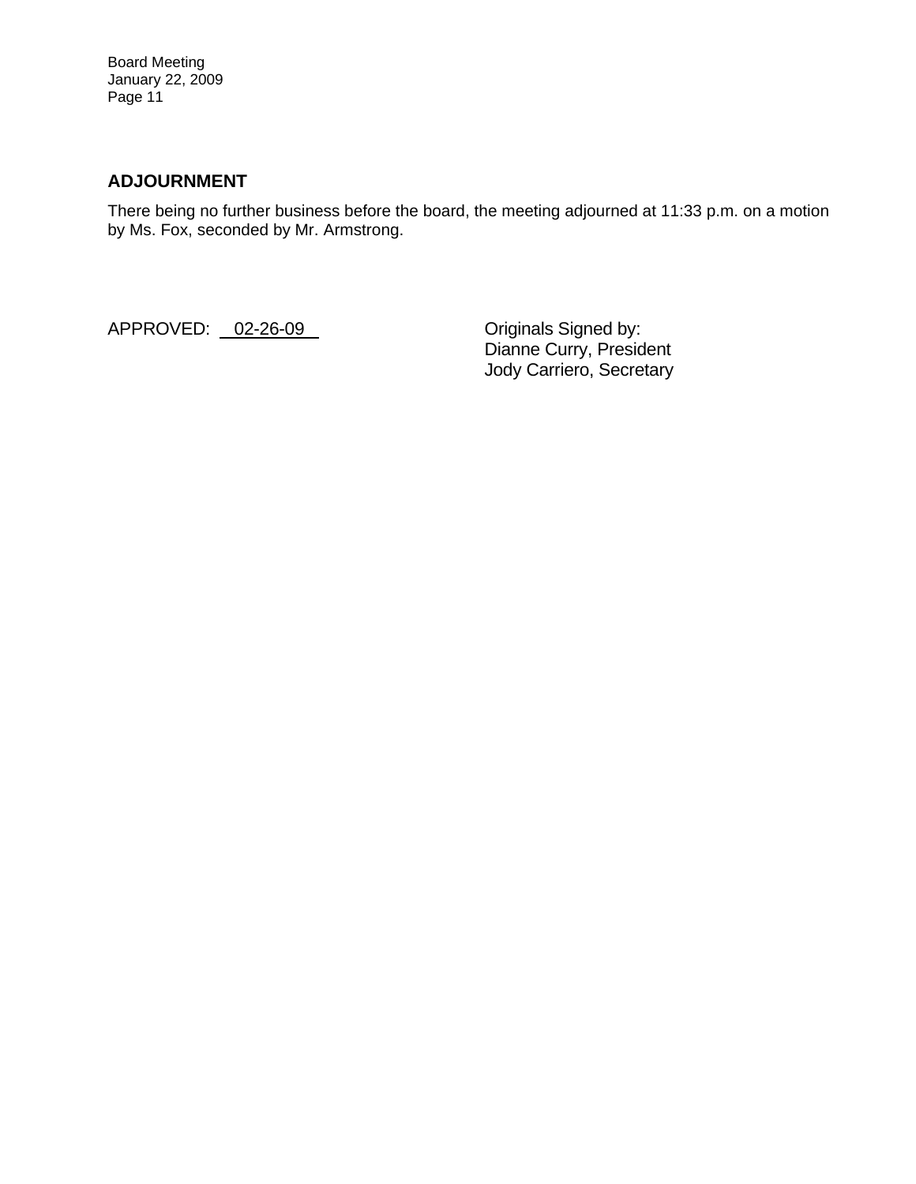## ADJOURNMENT

There being no further business before the board, the meeting adjourned at 11:33 p.m. on a motion by Ms. Fox, seconded by Mr. Armstrong.

APPROVED: 02-26-09

Originals Signed by:
Dianne Curry, President
Jody Carriero, Secretary